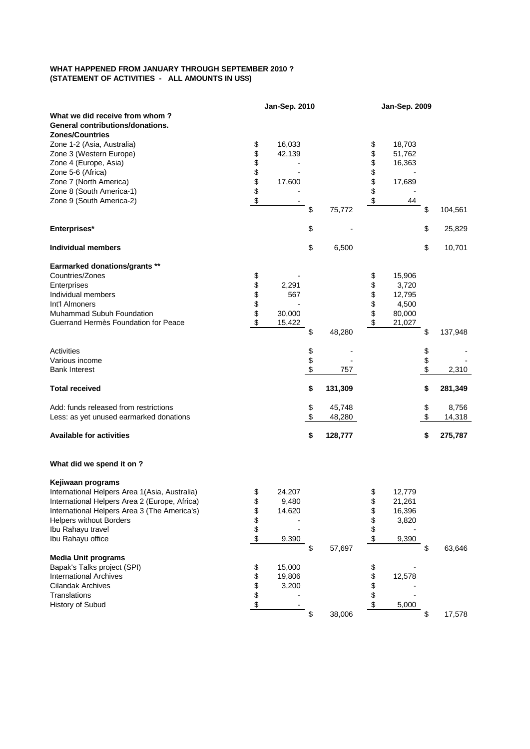**WHAT HAPPENED FROM JANUARY THROUGH SEPTEMBER 2010 ?**
**(STATEMENT OF ACTIVITIES - ALL AMOUNTS IN US$)**

| | Jan-Sep. 2010 | | Jan-Sep. 2009 | |
|---|---|---|---|---|
| **What we did receive from whom ?** | | | | |
| **General contributions/donations.** | | | | |
| **Zones/Countries** | | | | |
| Zone 1-2 (Asia, Australia) | $ 16,033 | | $ 18,703 | |
| Zone 3 (Western Europe) | $ 42,139 | | $ 51,762 | |
| Zone 4 (Europe, Asia) | $ - | | $ 16,363 | |
| Zone 5-6 (Africa) | $ - | | $ - | |
| Zone 7 (North America) | $ 17,600 | | $ 17,689 | |
| Zone 8 (South America-1) | $ - | | $ - | |
| Zone 9 (South America-2) | $ - | | $ 44 | |
| | | $ 75,772 | | $ 104,561 |
| **Enterprises*** | | $ - | | $ 25,829 |
| **Individual members** | | $ 6,500 | | $ 10,701 |
| **Earmarked donations/grants **** | | | | |
| Countries/Zones | $ - | | $ 15,906 | |
| Enterprises | $ 2,291 | | $ 3,720 | |
| Individual members | $ 567 | | $ 12,795 | |
| Int'l Almoners | $ - | | $ 4,500 | |
| Muhammad Subuh Foundation | $ 30,000 | | $ 80,000 | |
| Guerrand Hermès Foundation for Peace | $ 15,422 | | $ 21,027 | |
| | | $ 48,280 | | $ 137,948 |
| Activities | | $ - | | $ - |
| Various income | | $ - | | $ - |
| Bank Interest | | $ 757 | | $ 2,310 |
| **Total received** | | **$ 131,309** | | **$ 281,349** |
| Add: funds released from restrictions | | $ 45,748 | | $ 8,756 |
| Less: as yet unused earmarked donations | | $ 48,280 | | $ 14,318 |
| **Available for activities** | | **$ 128,777** | | **$ 275,787** |
| **What did we spend it on ?** | | | | |
| **Kejiwaan programs** | | | | |
| International Helpers Area 1(Asia, Australia) | $ 24,207 | | $ 12,779 | |
| International Helpers Area 2 (Europe, Africa) | $ 9,480 | | $ 21,261 | |
| International Helpers Area 3 (The America's) | $ 14,620 | | $ 16,396 | |
| Helpers without Borders | $ - | | $ 3,820 | |
| Ibu Rahayu travel | $ - | | $ - | |
| Ibu Rahayu office | $ 9,390 | | $ 9,390 | |
| | | $ 57,697 | | $ 63,646 |
| **Media Unit programs** | | | | |
| Bapak's Talks project (SPI) | $ 15,000 | | $ - | |
| International Archives | $ 19,806 | | $ 12,578 | |
| Cilandak Archives | $ 3,200 | | $ - | |
| Translations | $ - | | $ - | |
| History of Subud | $ - | | $ 5,000 | |
| | | $ 38,006 | | $ 17,578 |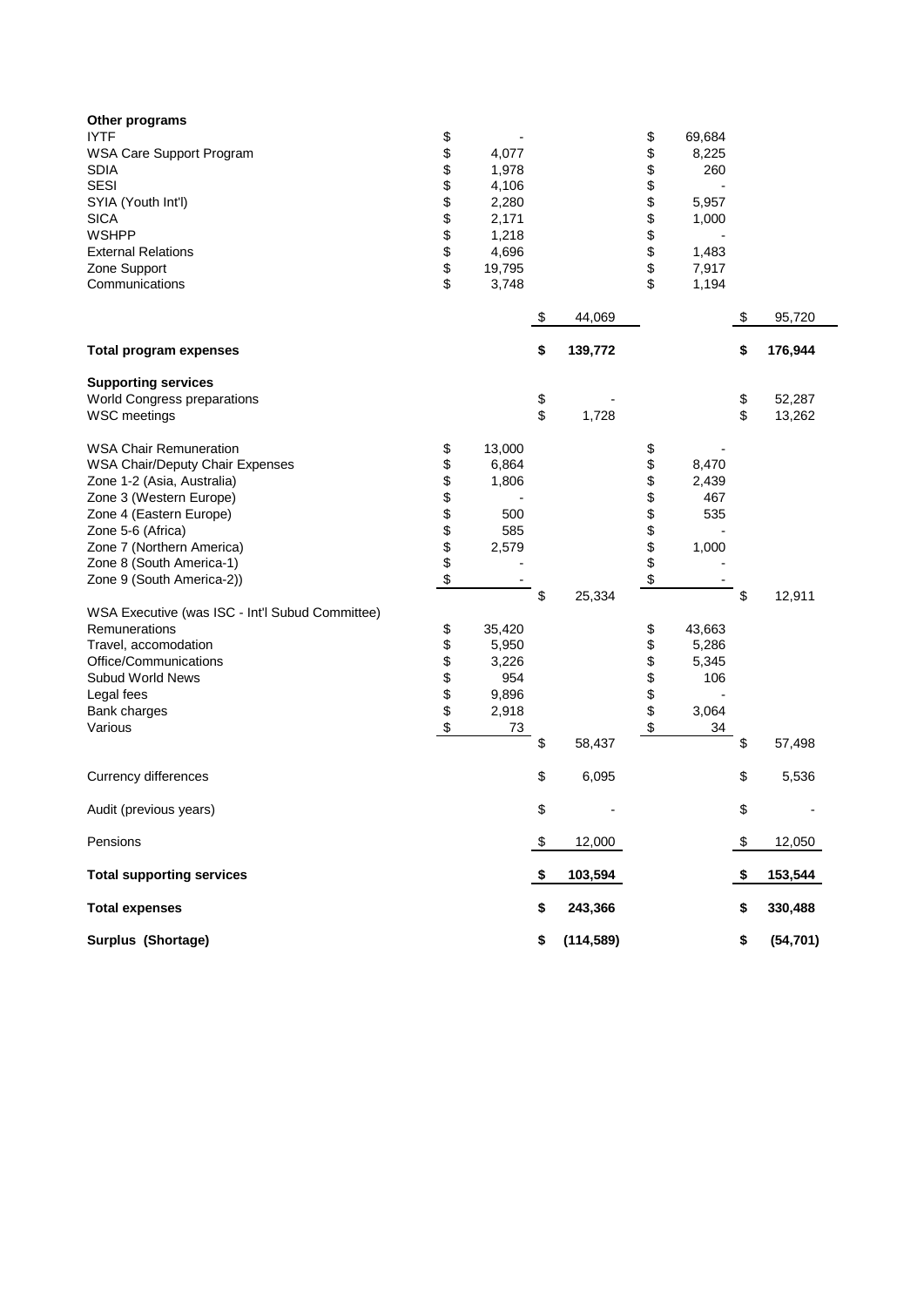| | | | | |
|---|---|---|---|---|
| **Other programs** | | | | |
| IYTF | $ - | | $ 69,684 | |
| WSA Care Support Program | $ 4,077 | | $ 8,225 | |
| SDIA | $ 1,978 | | $ 260 | |
| SESI | $ 4,106 | | $ - | |
| SYIA (Youth Int'l) | $ 2,280 | | $ 5,957 | |
| SICA | $ 2,171 | | $ 1,000 | |
| WSHPP | $ 1,218 | | $ - | |
| External Relations | $ 4,696 | | $ 1,483 | |
| Zone Support | $ 19,795 | | $ 7,917 | |
| Communications | $ 3,748 | | $ 1,194 | |
| | | $ 44,069 | | $ 95,720 |
| **Total program expenses** | | **$ 139,772** | | **$ 176,944** |
| **Supporting services** | | | | |
| World Congress preparations | | $ - | | $ 52,287 |
| WSC meetings | | $ 1,728 | | $ 13,262 |
| WSA Chair Remuneration | $ 13,000 | | $ - | |
| WSA Chair/Deputy Chair Expenses | $ 6,864 | | $ 8,470 | |
| Zone 1-2 (Asia, Australia) | $ 1,806 | | $ 2,439 | |
| Zone 3 (Western Europe) | $ - | | $ 467 | |
| Zone 4 (Eastern Europe) | $ 500 | | $ 535 | |
| Zone 5-6 (Africa) | $ 585 | | $ - | |
| Zone 7 (Northern America) | $ 2,579 | | $ 1,000 | |
| Zone 8 (South America-1) | $ - | | $ - | |
| Zone 9 (South America-2)) | $ - | | $ - | |
| | | $ 25,334 | | $ 12,911 |
| WSA Executive (was ISC - Int'l Subud Committee) | | | | |
| Remunerations | $ 35,420 | | $ 43,663 | |
| Travel, accomodation | $ 5,950 | | $ 5,286 | |
| Office/Communications | $ 3,226 | | $ 5,345 | |
| Subud World News | $ 954 | | $ 106 | |
| Legal fees | $ 9,896 | | $ - | |
| Bank charges | $ 2,918 | | $ 3,064 | |
| Various | $ 73 | | $ 34 | |
| | | $ 58,437 | | $ 57,498 |
| Currency differences | | $ 6,095 | | $ 5,536 |
| Audit (previous years) | | $ - | | $ - |
| Pensions | | $ 12,000 | | $ 12,050 |
| **Total supporting services** | | **$ 103,594** | | **$ 153,544** |
| **Total expenses** | | **$ 243,366** | | **$ 330,488** |
| **Surplus (Shortage)** | | **$ (114,589)** | | **$ (54,701)** |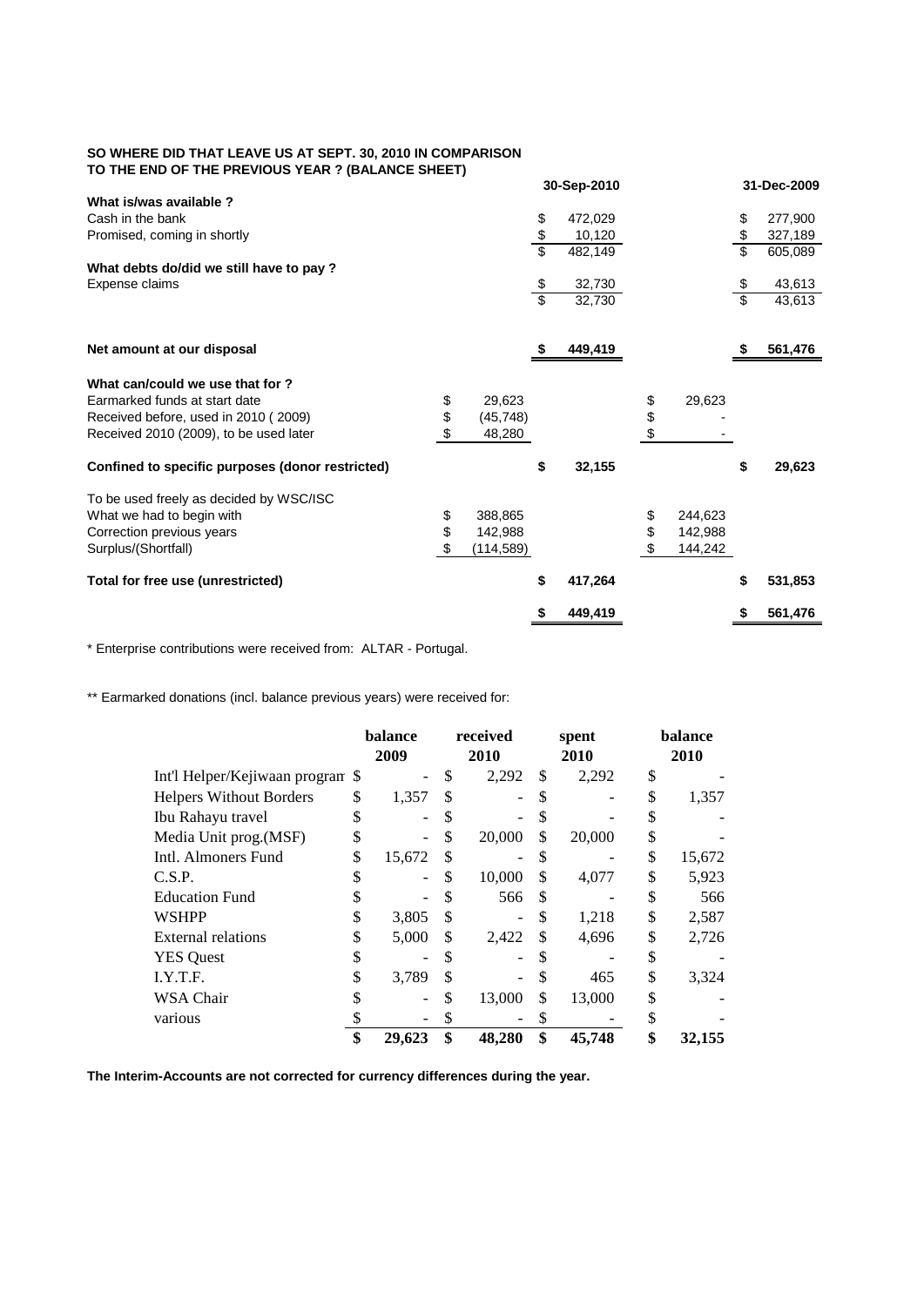**SO WHERE DID THAT LEAVE US AT SEPT. 30, 2010 IN COMPARISON TO THE END OF THE PREVIOUS YEAR ? (BALANCE SHEET)**

| | | 30-Sep-2010 | | 31-Dec-2009 |
|---|---|---|---|---|
| **What is/was available ?** | | | | |
| Cash in the bank | | $ 472,029 | | $ 277,900 |
| Promised, coming in shortly | | $ 10,120 | | $ 327,189 |
| | | $ 482,149 | | $ 605,089 |
| **What debts do/did we still have to pay ?** | | | | |
| Expense claims | | $ 32,730 | | $ 43,613 |
| | | $ 32,730 | | $ 43,613 |
| **Net amount at our disposal** | | **$ 449,419** | | **$ 561,476** |
| **What can/could we use that for ?** | | | | |
| Earmarked funds at start date | $ 29,623 | | $ 29,623 | |
| Received before, used in 2010 ( 2009) | $ (45,748) | | $ - | |
| Received 2010 (2009), to be used later | $ 48,280 | | $ - | |
| **Confined to specific purposes (donor restricted)** | | **$ 32,155** | | **$ 29,623** |
| To be used freely as decided by WSC/ISC | | | | |
| What we had to begin with | $ 388,865 | | $ 244,623 | |
| Correction previous years | $ 142,988 | | $ 142,988 | |
| Surplus/(Shortfall) | $ (114,589) | | $ 144,242 | |
| **Total for free use (unrestricted)** | | **$ 417,264** | | **$ 531,853** |
| | | **$ 449,419** | | **$ 561,476** |

\* Enterprise contributions were received from: ALTAR - Portugal.

\*\* Earmarked donations (incl. balance previous years) were received for:

| | balance 2009 | received 2010 | spent 2010 | balance 2010 |
|---|---|---|---|---|
| Int'l Helper/Kejiwaan program | $ - | $ 2,292 | $ 2,292 | $ - |
| Helpers Without Borders | $ 1,357 | $ - | $ - | $ 1,357 |
| Ibu Rahayu travel | $ - | $ - | $ - | $ - |
| Media Unit prog.(MSF) | $ - | $ 20,000 | $ 20,000 | $ - |
| Intl. Almoners Fund | $ 15,672 | $ - | $ - | $ 15,672 |
| C.S.P. | $ - | $ 10,000 | $ 4,077 | $ 5,923 |
| Education Fund | $ - | $ 566 | $ - | $ 566 |
| WSHPP | $ 3,805 | $ - | $ 1,218 | $ 2,587 |
| External relations | $ 5,000 | $ 2,422 | $ 4,696 | $ 2,726 |
| YES Quest | $ - | $ - | $ - | $ - |
| I.Y.T.F. | $ 3,789 | $ - | $ 465 | $ 3,324 |
| WSA Chair | $ - | $ 13,000 | $ 13,000 | $ - |
| various | $ - | $ - | $ - | $ - |
| | **$ 29,623** | **$ 48,280** | **$ 45,748** | **$ 32,155** |

**The Interim-Accounts are not corrected for currency differences during the year.**